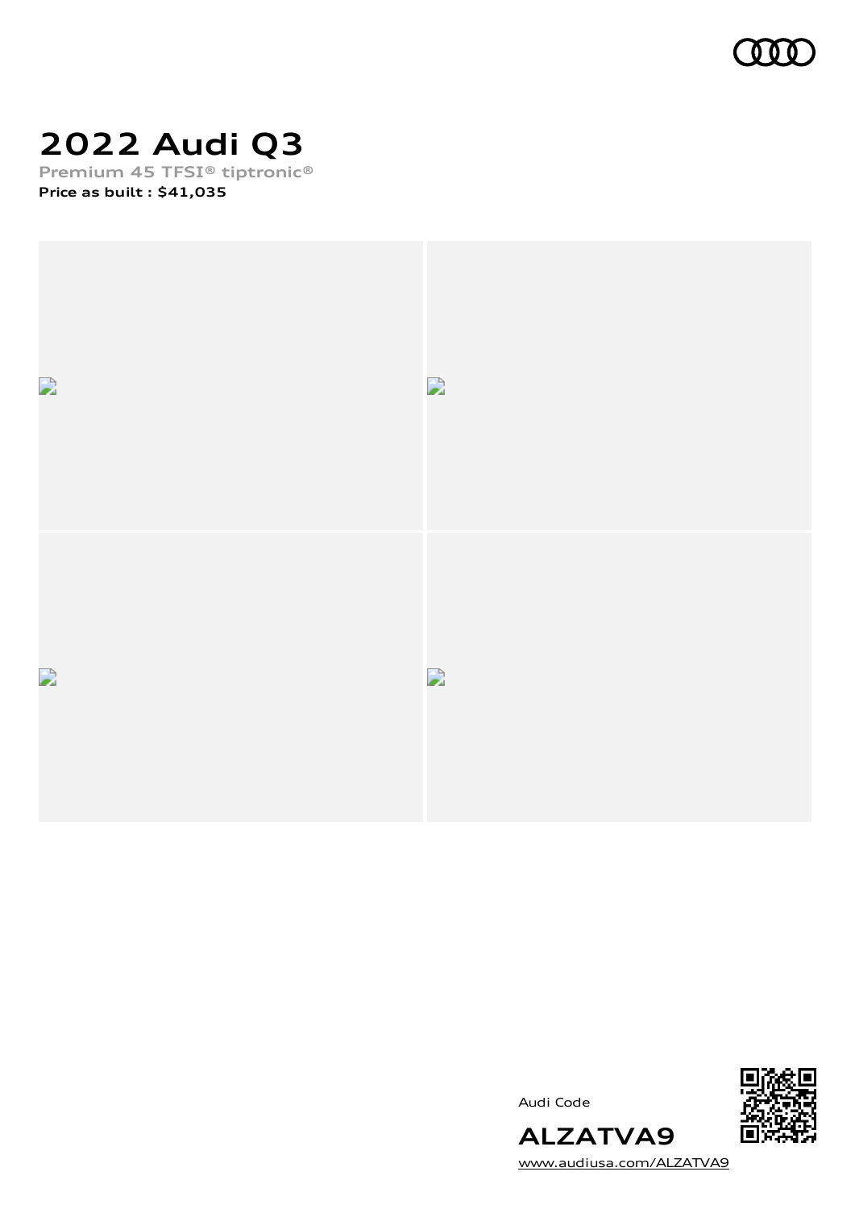# 2022 Audi Q3

Premium 45 TFSI® tiptronic®

**Price as built : $41,035**

Audi Code

**ALZATVA9**

www.audiusa.com/ALZATVA9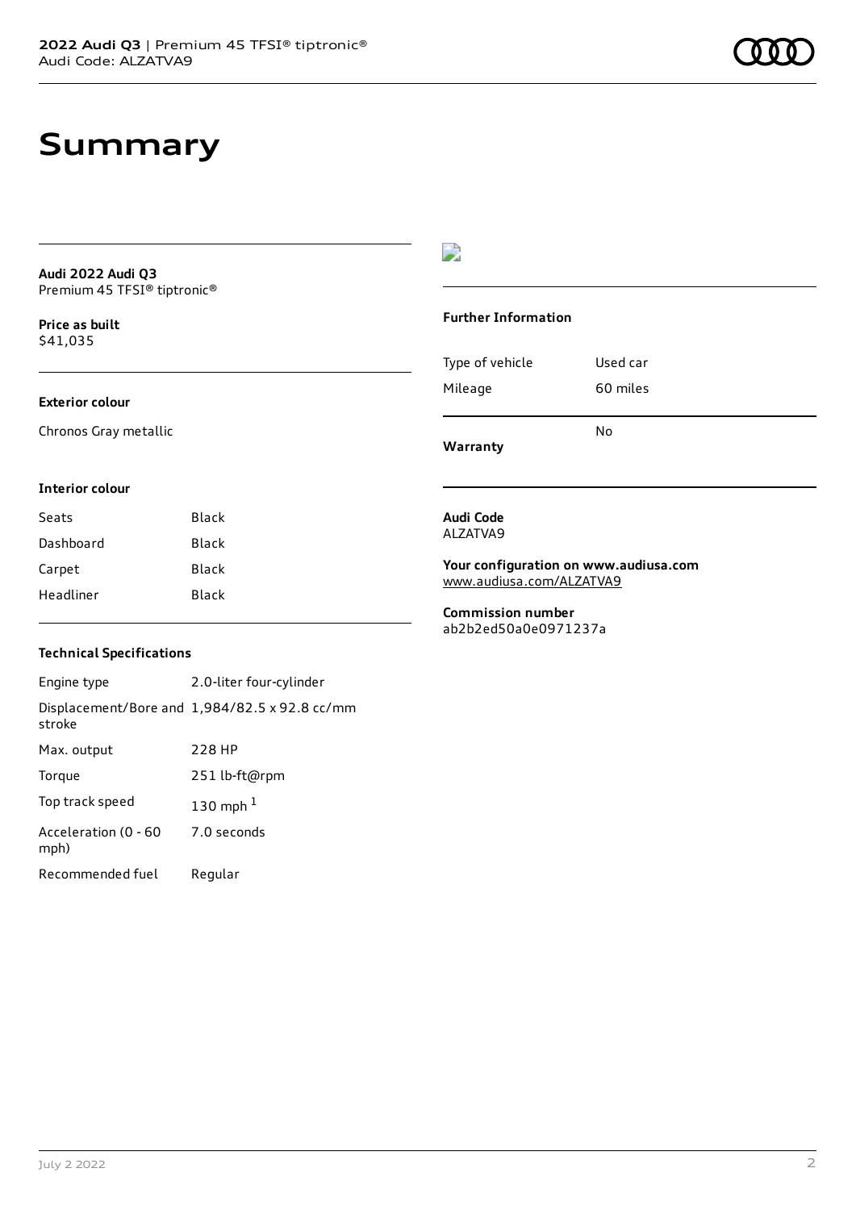# Summary

**Audi 2022 Audi Q3**
Premium 45 TFSI® tiptronic®

**Price as built**
$41,035

### Exterior colour

Chronos Gray metallic

### Interior colour

| Seats | Black |
| --- | --- |
| Dashboard | Black |
| Carpet | Black |
| Headliner | Black |

### Technical Specifications

| Engine type | 2.0-liter four-cylinder |
| --- | --- |
| Displacement/Bore and stroke | 1,984/82.5 x 92.8 cc/mm |
| Max. output | 228 HP |
| Torque | 251 lb-ft@rpm |
| Top track speed | 130 mph [1] |
| Acceleration (0 - 60 mph) | 7.0 seconds |
| Recommended fuel | Regular |

### Further Information

| Type of vehicle | Used car |
| --- | --- |
| Mileage | 60 miles |
| **Warranty** | No |

**Audi Code**
ALZATVA9

**Your configuration on www.audiusa.com**
www.audiusa.com/ALZATVA9

**Commission number**
ab2b2ed50a0e0971237a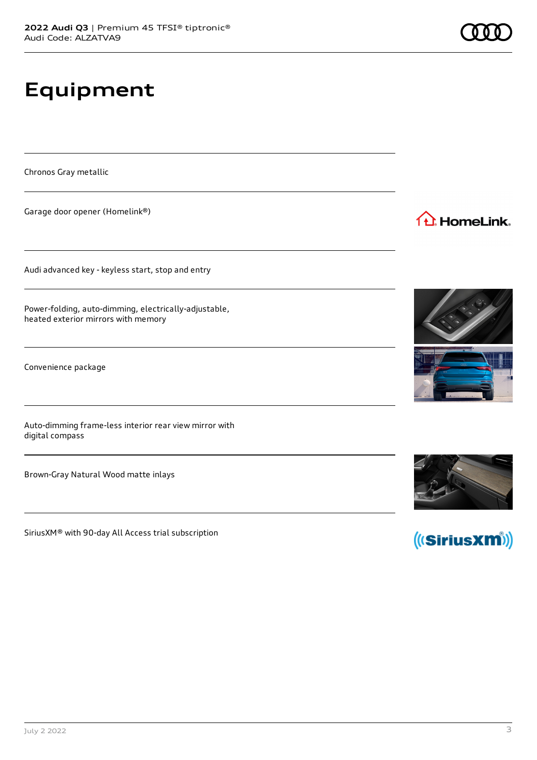# Equipment

Chronos Gray metallic

Garage door opener (Homelink®)

Audi advanced key - keyless start, stop and entry

Power-folding, auto-dimming, electrically-adjustable, heated exterior mirrors with memory

Convenience package

Auto-dimming frame-less interior rear view mirror with digital compass

Brown-Gray Natural Wood matte inlays

SiriusXM® with 90-day All Access trial subscription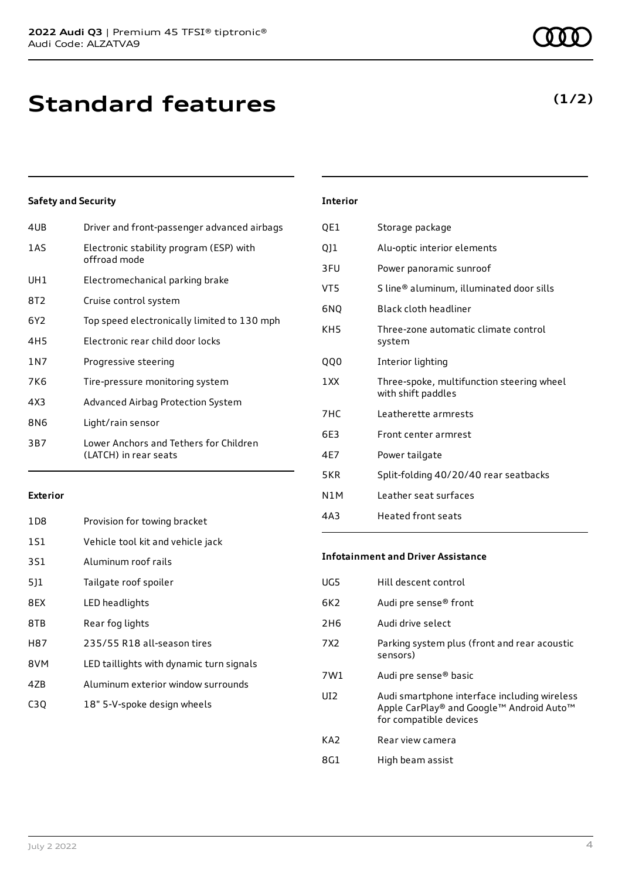# Standard features

**(1/2)**

### Safety and Security

| | |
|---|---|
| 4UB | Driver and front-passenger advanced airbags |
| 1AS | Electronic stability program (ESP) with offroad mode |
| UH1 | Electromechanical parking brake |
| 8T2 | Cruise control system |
| 6Y2 | Top speed electronically limited to 130 mph |
| 4H5 | Electronic rear child door locks |
| 1N7 | Progressive steering |
| 7K6 | Tire-pressure monitoring system |
| 4X3 | Advanced Airbag Protection System |
| 8N6 | Light/rain sensor |
| 3B7 | Lower Anchors and Tethers for Children (LATCH) in rear seats |

### Exterior

| | |
|---|---|
| 1D8 | Provision for towing bracket |
| 1S1 | Vehicle tool kit and vehicle jack |
| 3S1 | Aluminum roof rails |
| 5J1 | Tailgate roof spoiler |
| 8EX | LED headlights |
| 8TB | Rear fog lights |
| H87 | 235/55 R18 all-season tires |
| 8VM | LED taillights with dynamic turn signals |
| 4ZB | Aluminum exterior window surrounds |
| C3Q | 18" 5-V-spoke design wheels |

### Interior

| | |
|---|---|
| QE1 | Storage package |
| QJ1 | Alu-optic interior elements |
| 3FU | Power panoramic sunroof |
| VT5 | S line® aluminum, illuminated door sills |
| 6NQ | Black cloth headliner |
| KH5 | Three-zone automatic climate control system |
| QQ0 | Interior lighting |
| 1XX | Three-spoke, multifunction steering wheel with shift paddles |
| 7HC | Leatherette armrests |
| 6E3 | Front center armrest |
| 4E7 | Power tailgate |
| 5KR | Split-folding 40/20/40 rear seatbacks |
| N1M | Leather seat surfaces |
| 4A3 | Heated front seats |

### Infotainment and Driver Assistance

| | |
|---|---|
| UG5 | Hill descent control |
| 6K2 | Audi pre sense® front |
| 2H6 | Audi drive select |
| 7X2 | Parking system plus (front and rear acoustic sensors) |
| 7W1 | Audi pre sense® basic |
| UI2 | Audi smartphone interface including wireless Apple CarPlay® and Google™ Android Auto™ for compatible devices |
| KA2 | Rear view camera |
| 8G1 | High beam assist |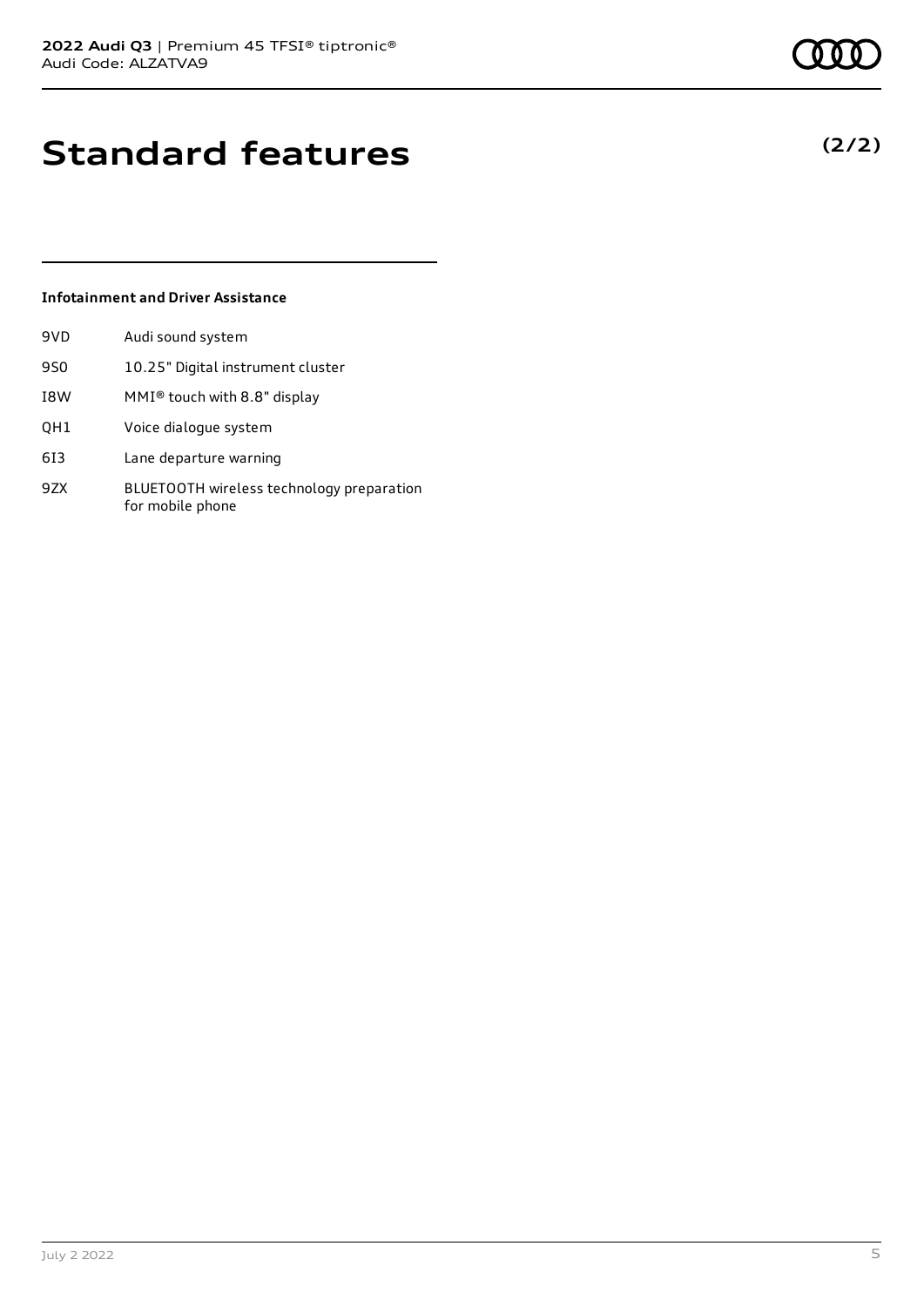# Standard features

**(2/2)**

### Infotainment and Driver Assistance

| | |
|---|---|
| 9VD | Audi sound system |
| 9S0 | 10.25" Digital instrument cluster |
| I8W | MMI® touch with 8.8" display |
| QH1 | Voice dialogue system |
| 6I3 | Lane departure warning |
| 9ZX | BLUETOOTH wireless technology preparation for mobile phone |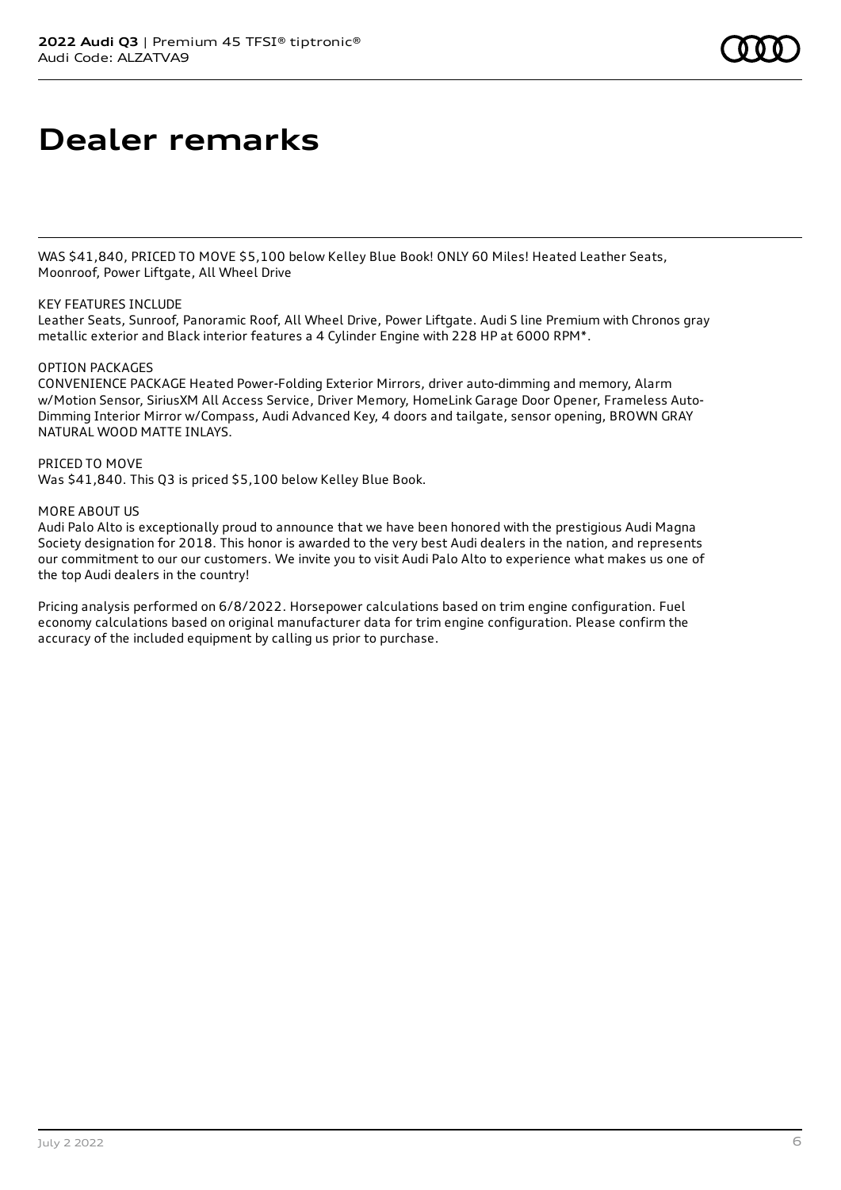# Dealer remarks

WAS $41,840, PRICED TO MOVE $5,100 below Kelley Blue Book! ONLY 60 Miles! Heated Leather Seats, Moonroof, Power Liftgate, All Wheel Drive

KEY FEATURES INCLUDE
Leather Seats, Sunroof, Panoramic Roof, All Wheel Drive, Power Liftgate. Audi S line Premium with Chronos gray metallic exterior and Black interior features a 4 Cylinder Engine with 228 HP at 6000 RPM*.

OPTION PACKAGES
CONVENIENCE PACKAGE Heated Power-Folding Exterior Mirrors, driver auto-dimming and memory, Alarm w/Motion Sensor, SiriusXM All Access Service, Driver Memory, HomeLink Garage Door Opener, Frameless Auto-Dimming Interior Mirror w/Compass, Audi Advanced Key, 4 doors and tailgate, sensor opening, BROWN GRAY NATURAL WOOD MATTE INLAYS.

PRICED TO MOVE
Was $41,840. This Q3 is priced $5,100 below Kelley Blue Book.

MORE ABOUT US
Audi Palo Alto is exceptionally proud to announce that we have been honored with the prestigious Audi Magna Society designation for 2018. This honor is awarded to the very best Audi dealers in the nation, and represents our commitment to our our customers. We invite you to visit Audi Palo Alto to experience what makes us one of the top Audi dealers in the country!

Pricing analysis performed on 6/8/2022. Horsepower calculations based on trim engine configuration. Fuel economy calculations based on original manufacturer data for trim engine configuration. Please confirm the accuracy of the included equipment by calling us prior to purchase.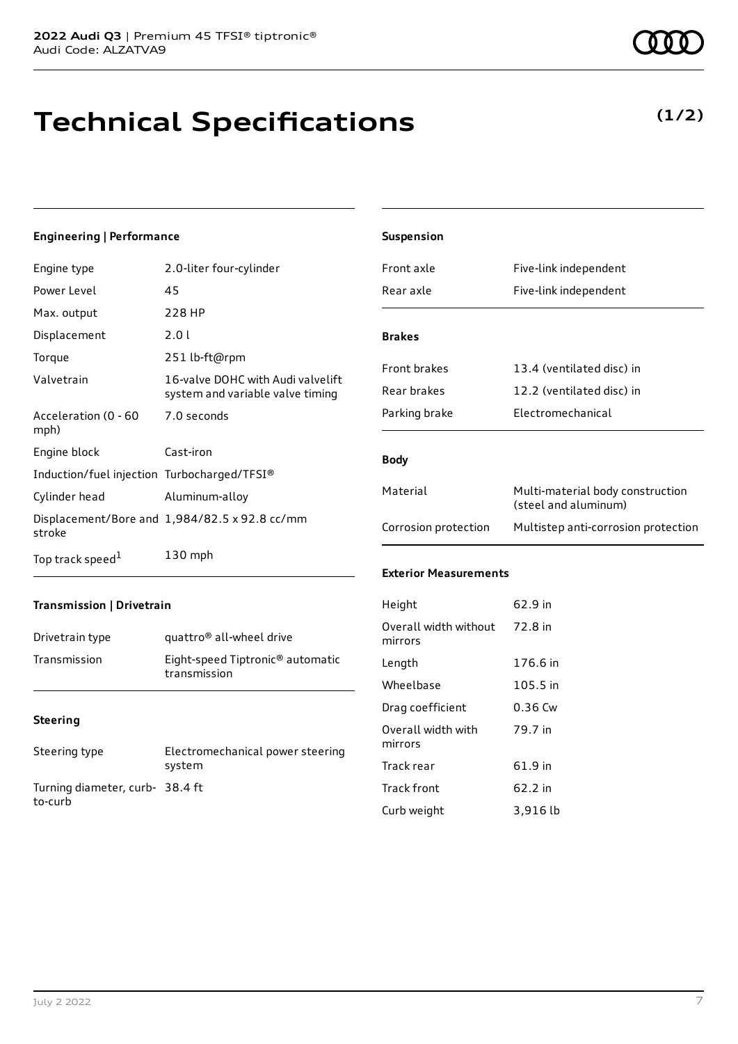# Technical Specifications

**(1/2)**

### Engineering | Performance

| | |
|---|---|
| Engine type | 2.0-liter four-cylinder |
| Power Level | 45 |
| Max. output | 228 HP |
| Displacement | 2.0 l |
| Torque | 251 lb-ft@rpm |
| Valvetrain | 16-valve DOHC with Audi valvelift system and variable valve timing |
| Acceleration (0 - 60 mph) | 7.0 seconds |
| Engine block | Cast-iron |
| Induction/fuel injection | Turbocharged/TFSI® |
| Cylinder head | Aluminum-alloy |
| Displacement/Bore and stroke | 1,984/82.5 x 92.8 cc/mm |
| Top track speed[1] | 130 mph |

### Transmission | Drivetrain

| | |
|---|---|
| Drivetrain type | quattro® all-wheel drive |
| Transmission | Eight-speed Tiptronic® automatic transmission |

### Steering

| | |
|---|---|
| Steering type | Electromechanical power steering system |
| Turning diameter, curb-to-curb | 38.4 ft |

### Suspension

| | |
|---|---|
| Front axle | Five-link independent |
| Rear axle | Five-link independent |

### Brakes

| | |
|---|---|
| Front brakes | 13.4 (ventilated disc) in |
| Rear brakes | 12.2 (ventilated disc) in |
| Parking brake | Electromechanical |

### Body

| | |
|---|---|
| Material | Multi-material body construction (steel and aluminum) |
| Corrosion protection | Multistep anti-corrosion protection |

### Exterior Measurements

| | |
|---|---|
| Height | 62.9 in |
| Overall width without mirrors | 72.8 in |
| Length | 176.6 in |
| Wheelbase | 105.5 in |
| Drag coefficient | 0.36 Cw |
| Overall width with mirrors | 79.7 in |
| Track rear | 61.9 in |
| Track front | 62.2 in |
| Curb weight | 3,916 lb |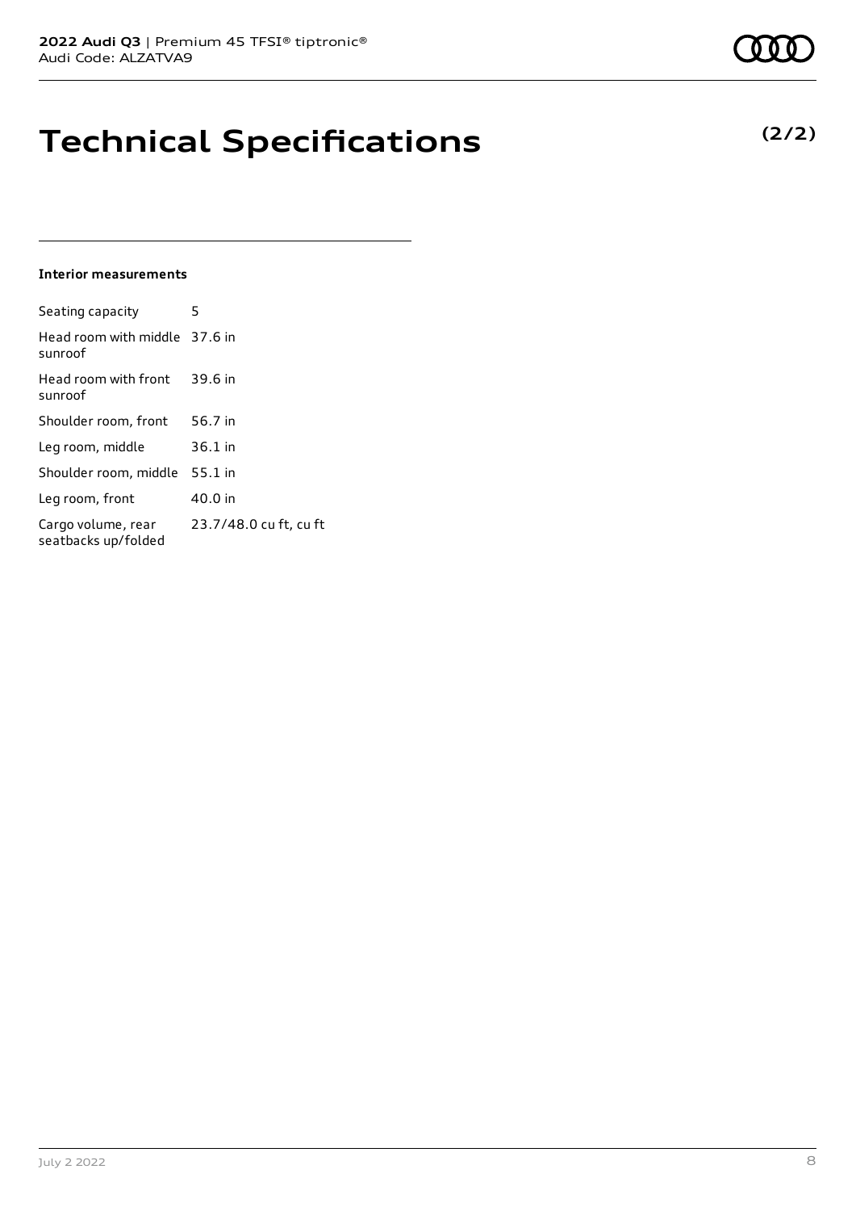# Technical Specifications

**(2/2)**

### Interior measurements

| | |
|---|---|
| Seating capacity | 5 |
| Head room with middle sunroof | 37.6 in |
| Head room with front sunroof | 39.6 in |
| Shoulder room, front | 56.7 in |
| Leg room, middle | 36.1 in |
| Shoulder room, middle | 55.1 in |
| Leg room, front | 40.0 in |
| Cargo volume, rear seatbacks up/folded | 23.7/48.0 cu ft, cu ft |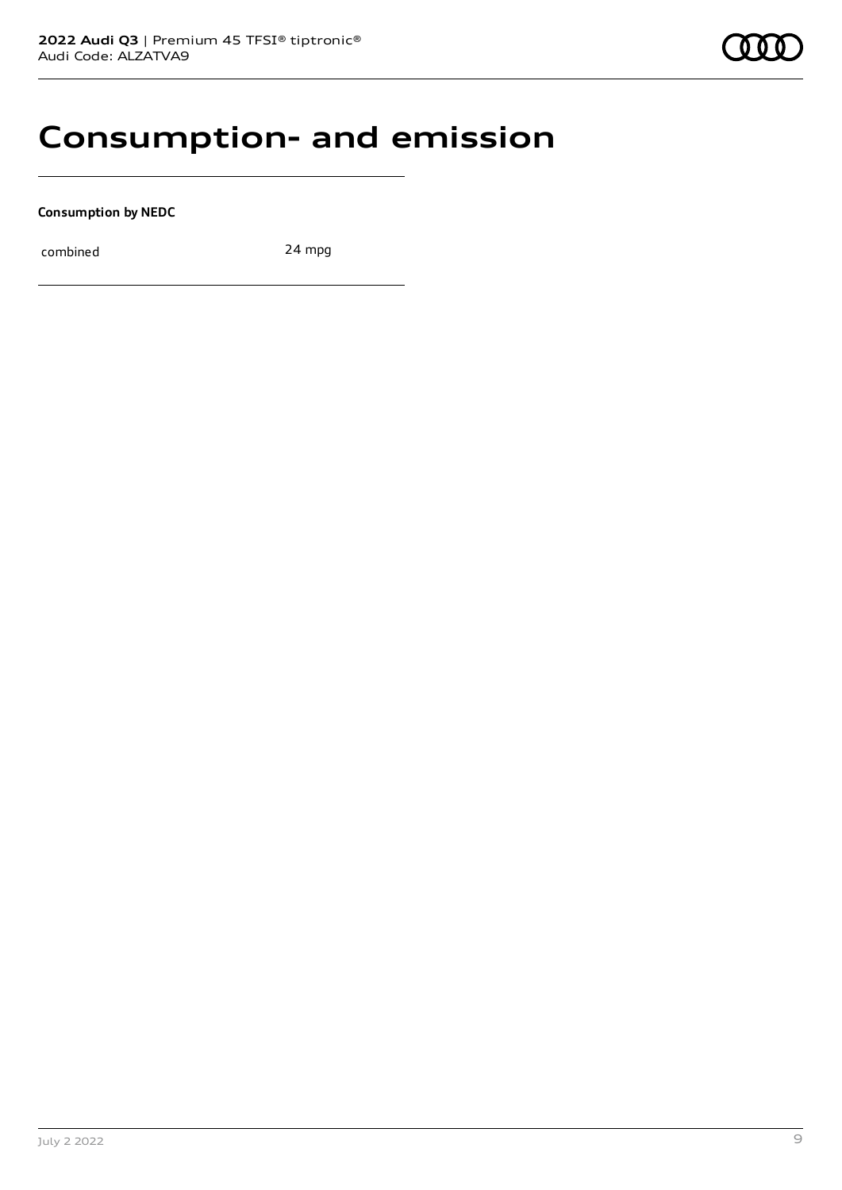# Consumption- and emission

**Consumption by NEDC**

| combined | 24 mpg |
| --- | --- |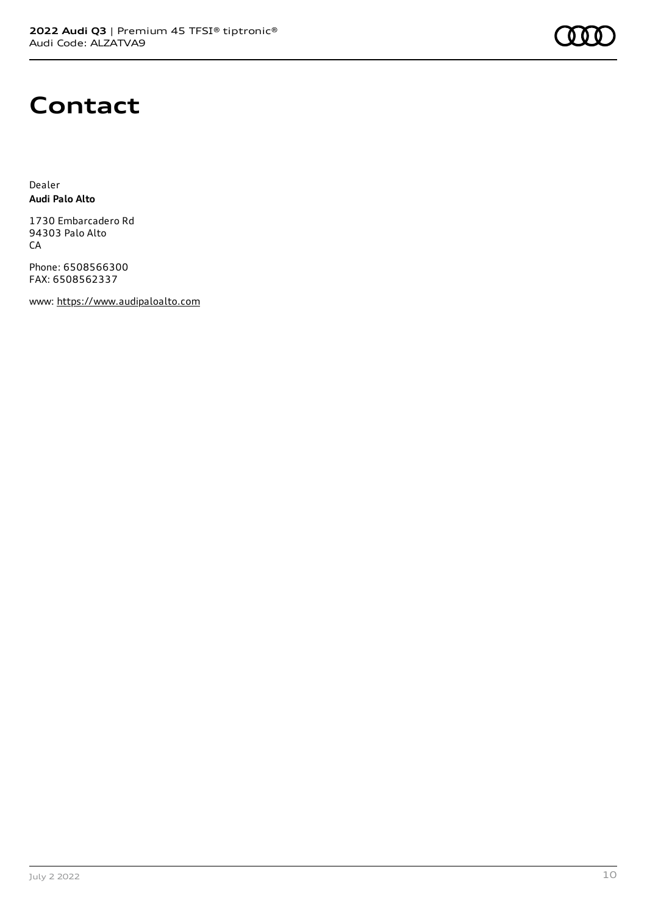# Contact

Dealer
**Audi Palo Alto**

1730 Embarcadero Rd
94303 Palo Alto
CA

Phone: 6508566300
FAX: 6508562337

www: https://www.audipaloalto.com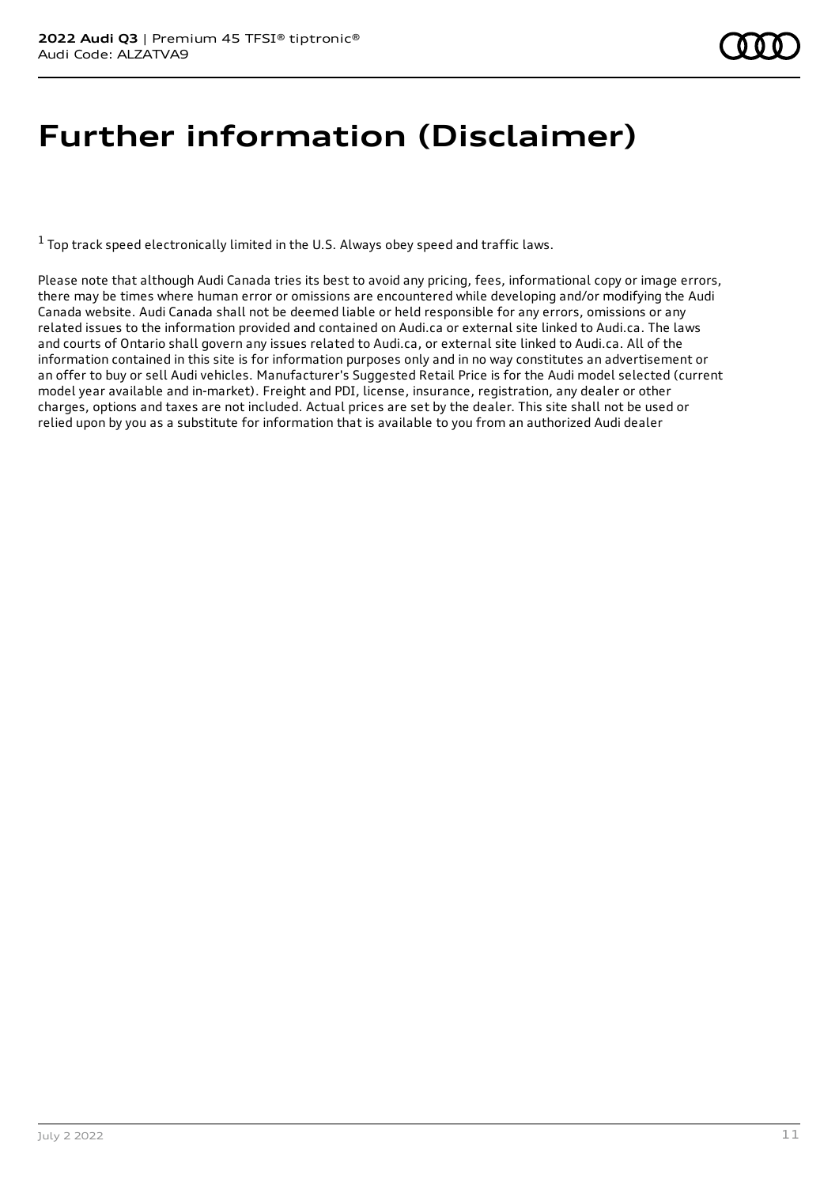# Further information (Disclaimer)

[1] Top track speed electronically limited in the U.S. Always obey speed and traffic laws.

Please note that although Audi Canada tries its best to avoid any pricing, fees, informational copy or image errors, there may be times where human error or omissions are encountered while developing and/or modifying the Audi Canada website. Audi Canada shall not be deemed liable or held responsible for any errors, omissions or any related issues to the information provided and contained on Audi.ca or external site linked to Audi.ca. The laws and courts of Ontario shall govern any issues related to Audi.ca, or external site linked to Audi.ca. All of the information contained in this site is for information purposes only and in no way constitutes an advertisement or an offer to buy or sell Audi vehicles. Manufacturer's Suggested Retail Price is for the Audi model selected (current model year available and in-market). Freight and PDI, license, insurance, registration, any dealer or other charges, options and taxes are not included. Actual prices are set by the dealer. This site shall not be used or relied upon by you as a substitute for information that is available to you from an authorized Audi dealer